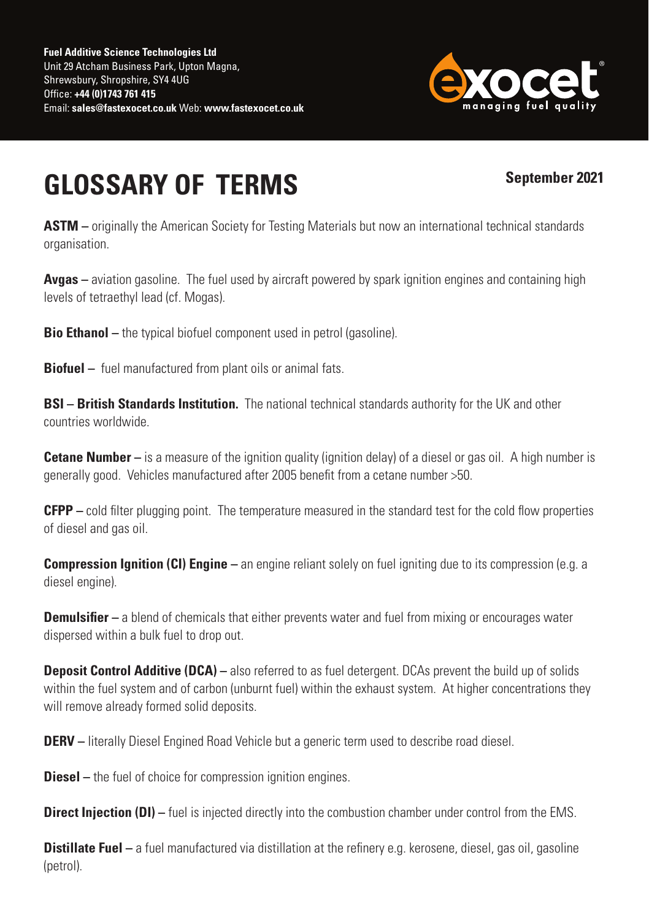**Fuel Additive Science Technologies Ltd**
Unit 29 Atcham Business Park, Upton Magna,
Shrewsbury, Shropshire, SY4 4UG
Office: **+44 (0)1743 761 415**
Email: **sales@fastexocet.co.uk** Web: **www.fastexocet.co.uk**

# GLOSSARY OF TERMS

**September 2021**

**ASTM –** originally the American Society for Testing Materials but now an international technical standards organisation.

**Avgas –** aviation gasoline. The fuel used by aircraft powered by spark ignition engines and containing high levels of tetraethyl lead (cf. Mogas).

**Bio Ethanol –** the typical biofuel component used in petrol (gasoline).

**Biofuel –** fuel manufactured from plant oils or animal fats.

**BSI – British Standards Institution.** The national technical standards authority for the UK and other countries worldwide.

**Cetane Number –** is a measure of the ignition quality (ignition delay) of a diesel or gas oil. A high number is generally good. Vehicles manufactured after 2005 benefit from a cetane number >50.

**CFPP –** cold filter plugging point. The temperature measured in the standard test for the cold flow properties of diesel and gas oil.

**Compression Ignition (CI) Engine –** an engine reliant solely on fuel igniting due to its compression (e.g. a diesel engine).

**Demulsifier –** a blend of chemicals that either prevents water and fuel from mixing or encourages water dispersed within a bulk fuel to drop out.

**Deposit Control Additive (DCA) –** also referred to as fuel detergent. DCAs prevent the build up of solids within the fuel system and of carbon (unburnt fuel) within the exhaust system. At higher concentrations they will remove already formed solid deposits.

**DERV –** literally Diesel Engined Road Vehicle but a generic term used to describe road diesel.

**Diesel –** the fuel of choice for compression ignition engines.

**Direct Injection (DI) –** fuel is injected directly into the combustion chamber under control from the EMS.

**Distillate Fuel –** a fuel manufactured via distillation at the refinery e.g. kerosene, diesel, gas oil, gasoline (petrol).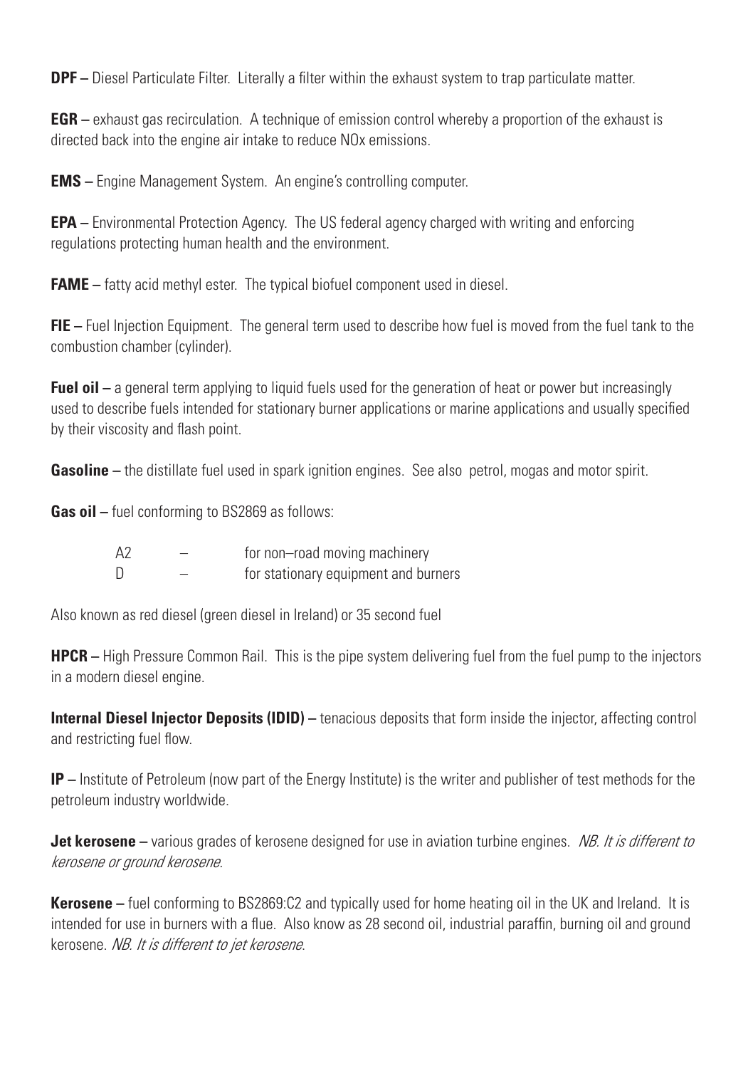**DPF –** Diesel Particulate Filter. Literally a filter within the exhaust system to trap particulate matter.

**EGR –** exhaust gas recirculation. A technique of emission control whereby a proportion of the exhaust is directed back into the engine air intake to reduce NOx emissions.

**EMS –** Engine Management System. An engine's controlling computer.

**EPA –** Environmental Protection Agency. The US federal agency charged with writing and enforcing regulations protecting human health and the environment.

**FAME –** fatty acid methyl ester. The typical biofuel component used in diesel.

**FIE –** Fuel Injection Equipment. The general term used to describe how fuel is moved from the fuel tank to the combustion chamber (cylinder).

**Fuel oil –** a general term applying to liquid fuels used for the generation of heat or power but increasingly used to describe fuels intended for stationary burner applications or marine applications and usually specified by their viscosity and flash point.

**Gasoline –** the distillate fuel used in spark ignition engines. See also petrol, mogas and motor spirit.

**Gas oil –** fuel conforming to BS2869 as follows:

| | | |
|---|---|---|
| A2 | – | for non–road moving machinery |
| D | – | for stationary equipment and burners |

Also known as red diesel (green diesel in Ireland) or 35 second fuel

**HPCR –** High Pressure Common Rail. This is the pipe system delivering fuel from the fuel pump to the injectors in a modern diesel engine.

**Internal Diesel Injector Deposits (IDID) –** tenacious deposits that form inside the injector, affecting control and restricting fuel flow.

**IP –** Institute of Petroleum (now part of the Energy Institute) is the writer and publisher of test methods for the petroleum industry worldwide.

**Jet kerosene –** various grades of kerosene designed for use in aviation turbine engines. *NB. It is different to kerosene or ground kerosene.*

**Kerosene –** fuel conforming to BS2869:C2 and typically used for home heating oil in the UK and Ireland. It is intended for use in burners with a flue. Also know as 28 second oil, industrial paraffin, burning oil and ground kerosene. *NB. It is different to jet kerosene.*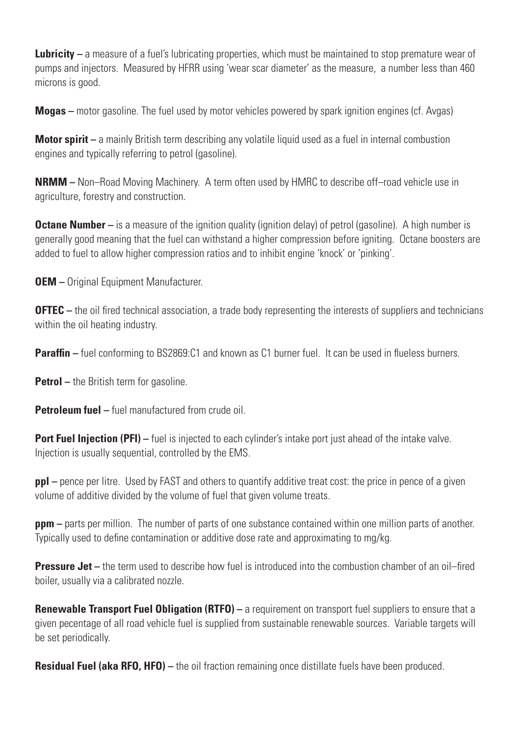**Lubricity –** a measure of a fuel's lubricating properties, which must be maintained to stop premature wear of pumps and injectors. Measured by HFRR using 'wear scar diameter' as the measure, a number less than 460 microns is good.

**Mogas –** motor gasoline. The fuel used by motor vehicles powered by spark ignition engines (cf. Avgas)

**Motor spirit –** a mainly British term describing any volatile liquid used as a fuel in internal combustion engines and typically referring to petrol (gasoline).

**NRMM –** Non–Road Moving Machinery. A term often used by HMRC to describe off–road vehicle use in agriculture, forestry and construction.

**Octane Number –** is a measure of the ignition quality (ignition delay) of petrol (gasoline). A high number is generally good meaning that the fuel can withstand a higher compression before igniting. Octane boosters are added to fuel to allow higher compression ratios and to inhibit engine 'knock' or 'pinking'.

**OEM –** Original Equipment Manufacturer.

**OFTEC –** the oil fired technical association, a trade body representing the interests of suppliers and technicians within the oil heating industry.

**Paraffin –** fuel conforming to BS2869:C1 and known as C1 burner fuel. It can be used in flueless burners.

**Petrol –** the British term for gasoline.

**Petroleum fuel –** fuel manufactured from crude oil.

**Port Fuel Injection (PFI) –** fuel is injected to each cylinder's intake port just ahead of the intake valve. Injection is usually sequential, controlled by the EMS.

**ppl –** pence per litre. Used by FAST and others to quantify additive treat cost: the price in pence of a given volume of additive divided by the volume of fuel that given volume treats.

**ppm –** parts per million. The number of parts of one substance contained within one million parts of another. Typically used to define contamination or additive dose rate and approximating to mg/kg.

**Pressure Jet –** the term used to describe how fuel is introduced into the combustion chamber of an oil–fired boiler, usually via a calibrated nozzle.

**Renewable Transport Fuel Obligation (RTFO) –** a requirement on transport fuel suppliers to ensure that a given pecentage of all road vehicle fuel is supplied from sustainable renewable sources. Variable targets will be set periodically.

**Residual Fuel (aka RFO, HFO) –** the oil fraction remaining once distillate fuels have been produced.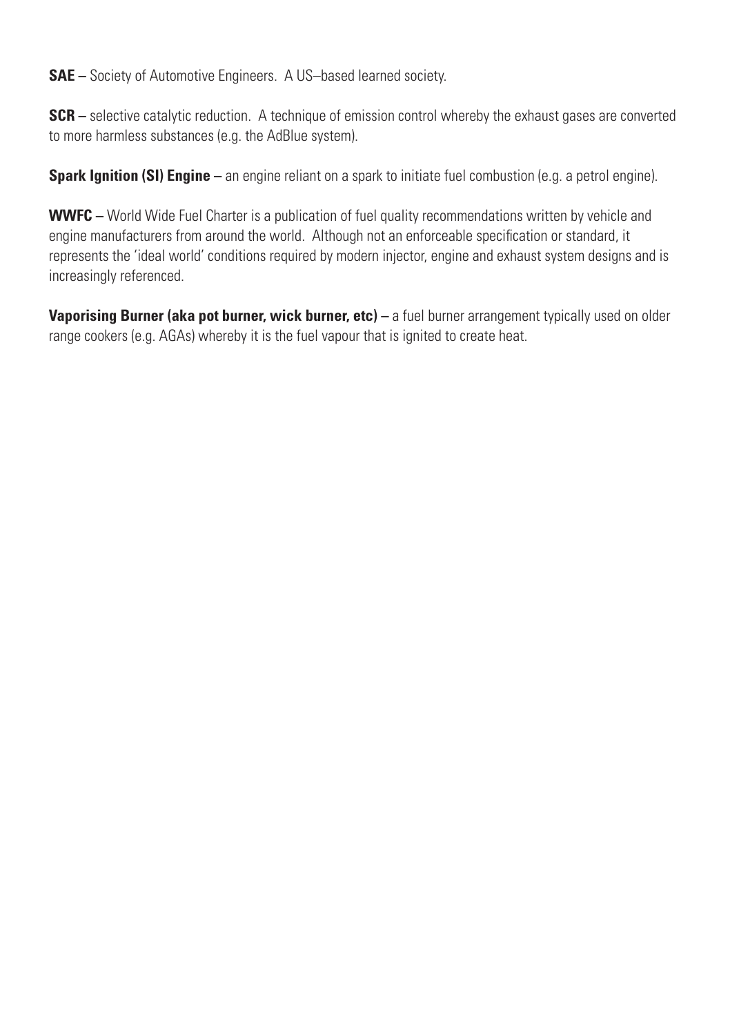**SAE –** Society of Automotive Engineers. A US–based learned society.

**SCR –** selective catalytic reduction. A technique of emission control whereby the exhaust gases are converted to more harmless substances (e.g. the AdBlue system).

**Spark Ignition (SI) Engine –** an engine reliant on a spark to initiate fuel combustion (e.g. a petrol engine).

**WWFC –** World Wide Fuel Charter is a publication of fuel quality recommendations written by vehicle and engine manufacturers from around the world. Although not an enforceable specification or standard, it represents the 'ideal world' conditions required by modern injector, engine and exhaust system designs and is increasingly referenced.

**Vaporising Burner (aka pot burner, wick burner, etc) –** a fuel burner arrangement typically used on older range cookers (e.g. AGAs) whereby it is the fuel vapour that is ignited to create heat.